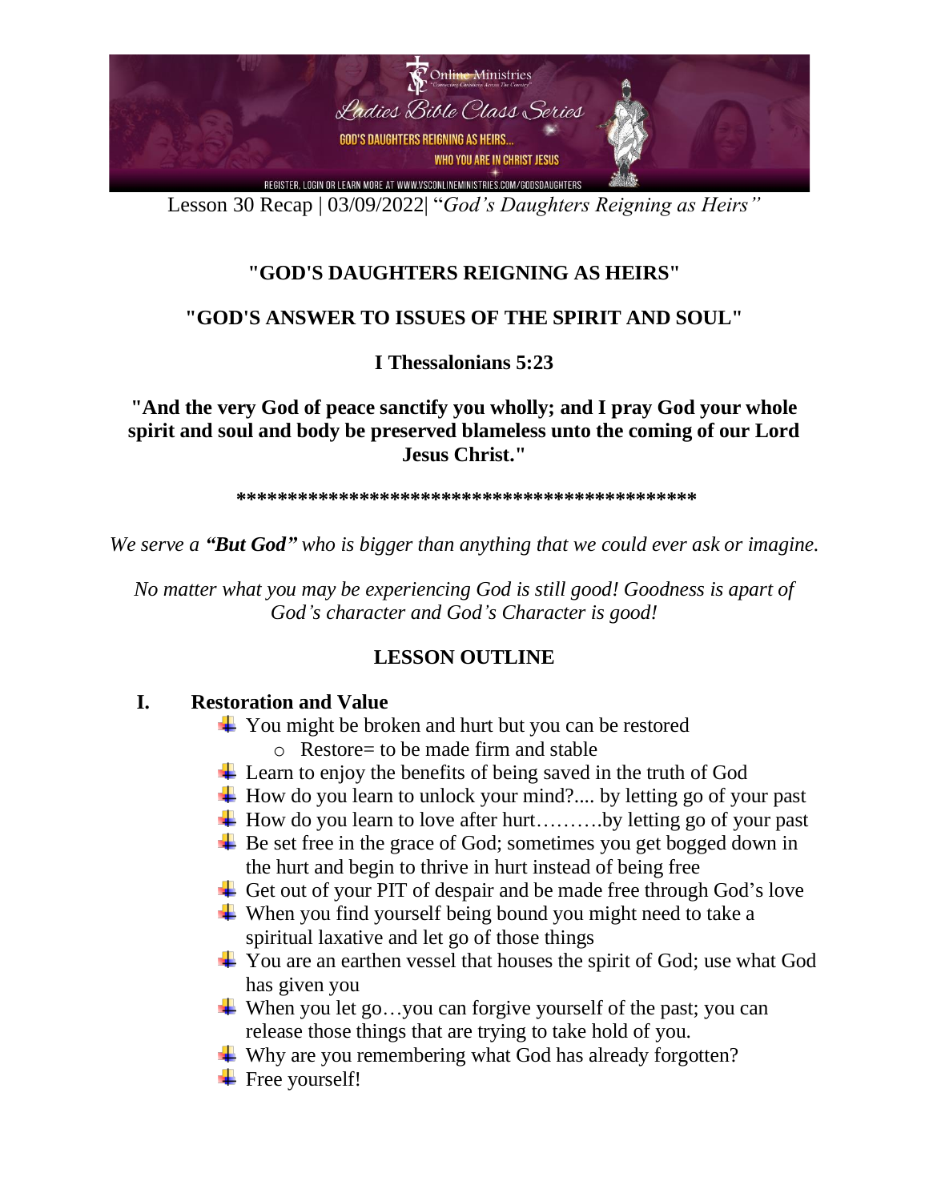Lesson 30 Recap | 03/09/2022| "*God's Daughters Reigning as Heirs"*

## "GOD'S DAUGHTERS REIGNING AS HEIRS"

## "GOD'S ANSWER TO ISSUES OF THE SPIRIT AND SOUL"

### I Thessalonians 5:23

**"And the very God of peace sanctify you wholly; and I pray God your whole spirit and soul and body be preserved blameless unto the coming of our Lord Jesus Christ."**

**\*\*\*\*\*\*\*\*\*\*\*\*\*\*\*\*\*\*\*\*\*\*\*\*\*\*\*\*\*\*\*\*\*\*\*\*\*\*\*\*\*\*\*\*\*\*\*\***

*We serve a **"But God"** who is bigger than anything that we could ever ask or imagine.*

*No matter what you may be experiencing God is still good! Goodness is apart of God's character and God's Character is good!*

### LESSON OUTLINE

**I. Restoration and Value**

- You might be broken and hurt but you can be restored
    - Restore= to be made firm and stable
- Learn to enjoy the benefits of being saved in the truth of God
- How do you learn to unlock your mind?.... by letting go of your past
- How do you learn to love after hurt……….by letting go of your past
- Be set free in the grace of God; sometimes you get bogged down in the hurt and begin to thrive in hurt instead of being free
- Get out of your PIT of despair and be made free through God's love
- When you find yourself being bound you might need to take a spiritual laxative and let go of those things
- You are an earthen vessel that houses the spirit of God; use what God has given you
- When you let go…you can forgive yourself of the past; you can release those things that are trying to take hold of you.
- Why are you remembering what God has already forgotten?
- Free yourself!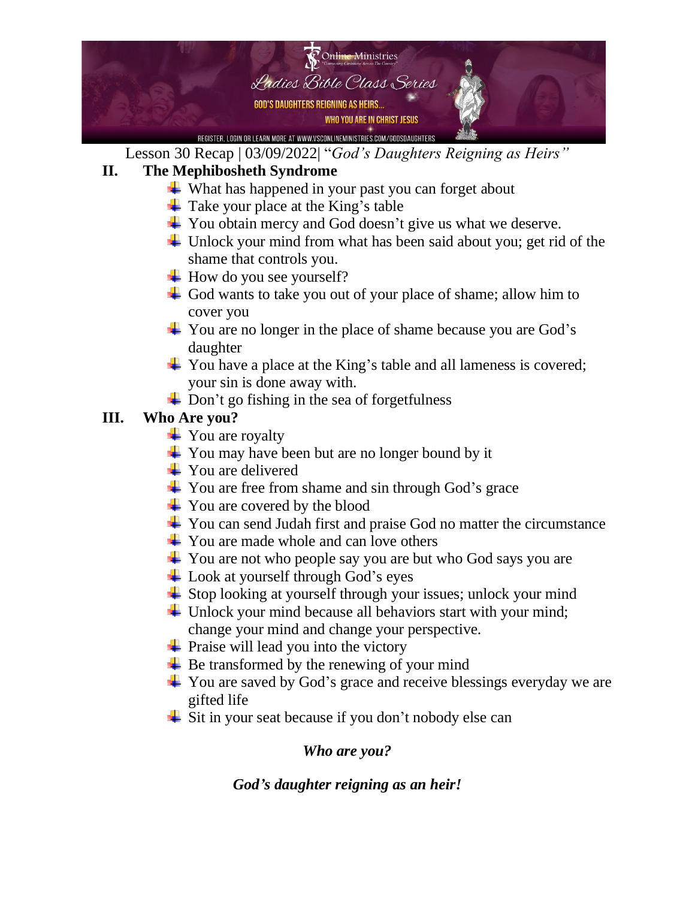Lesson 30 Recap | 03/09/2022| "*God's Daughters Reigning as Heirs"*

## II. The Mephibosheth Syndrome

- What has happened in your past you can forget about
- Take your place at the King's table
- You obtain mercy and God doesn't give us what we deserve.
- Unlock your mind from what has been said about you; get rid of the shame that controls you.
- How do you see yourself?
- God wants to take you out of your place of shame; allow him to cover you
- You are no longer in the place of shame because you are God's daughter
- You have a place at the King's table and all lameness is covered; your sin is done away with.
- Don't go fishing in the sea of forgetfulness

## III. Who Are you?

- You are royalty
- You may have been but are no longer bound by it
- You are delivered
- You are free from shame and sin through God's grace
- You are covered by the blood
- You can send Judah first and praise God no matter the circumstance
- You are made whole and can love others
- You are not who people say you are but who God says you are
- Look at yourself through God's eyes
- Stop looking at yourself through your issues; unlock your mind
- Unlock your mind because all behaviors start with your mind; change your mind and change your perspective.
- Praise will lead you into the victory
- Be transformed by the renewing of your mind
- You are saved by God's grace and receive blessings everyday we are gifted life
- Sit in your seat because if you don't nobody else can

***Who are you?***

***God's daughter reigning as an heir!***